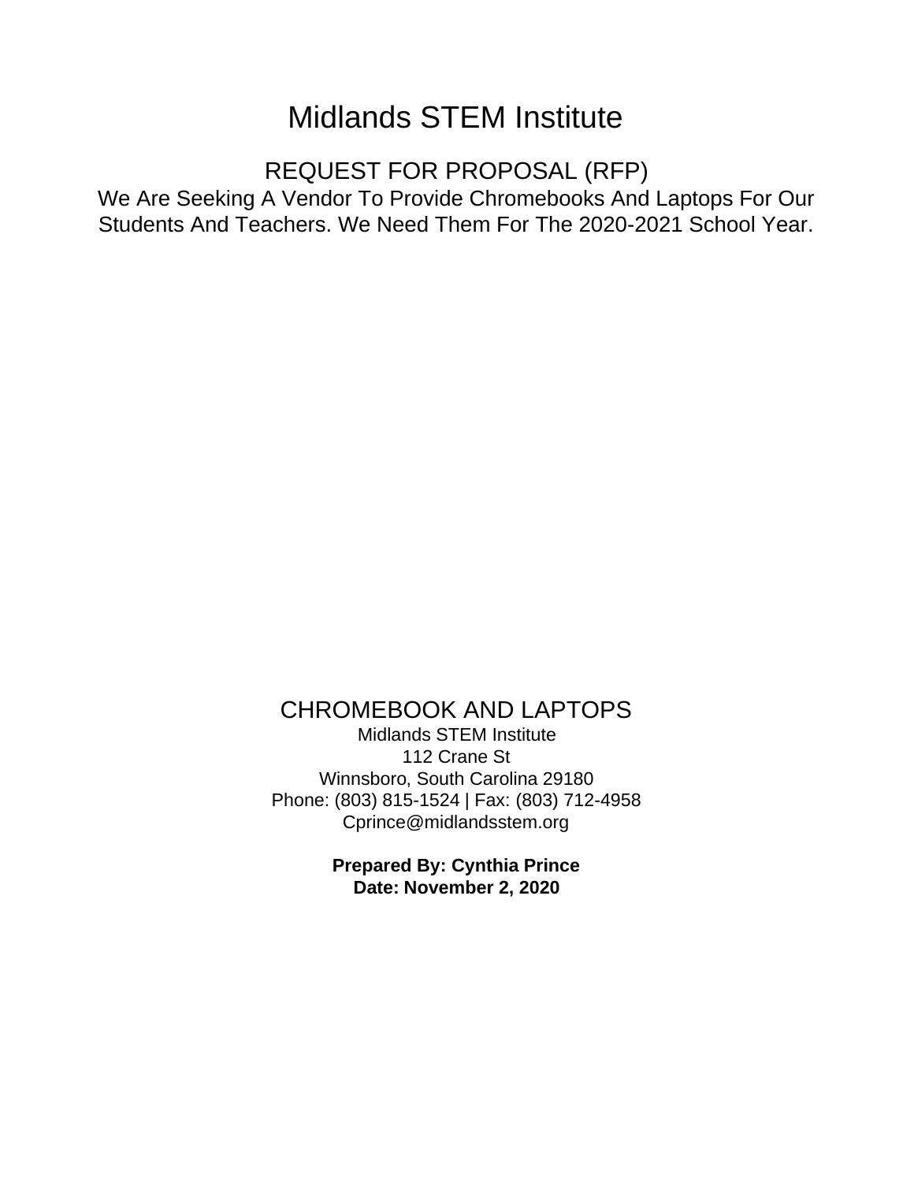# Midlands STEM Institute

## REQUEST FOR PROPOSAL (RFP)

We Are Seeking A Vendor To Provide Chromebooks And Laptops For Our Students And Teachers. We Need Them For The 2020-2021 School Year.

## CHROMEBOOK AND LAPTOPS

Midlands STEM Institute
112 Crane St
Winnsboro, South Carolina 29180
Phone: (803) 815-1524 | Fax: (803) 712-4958
Cprince@midlandsstem.org

**Prepared By: Cynthia Prince**
**Date: November 2, 2020**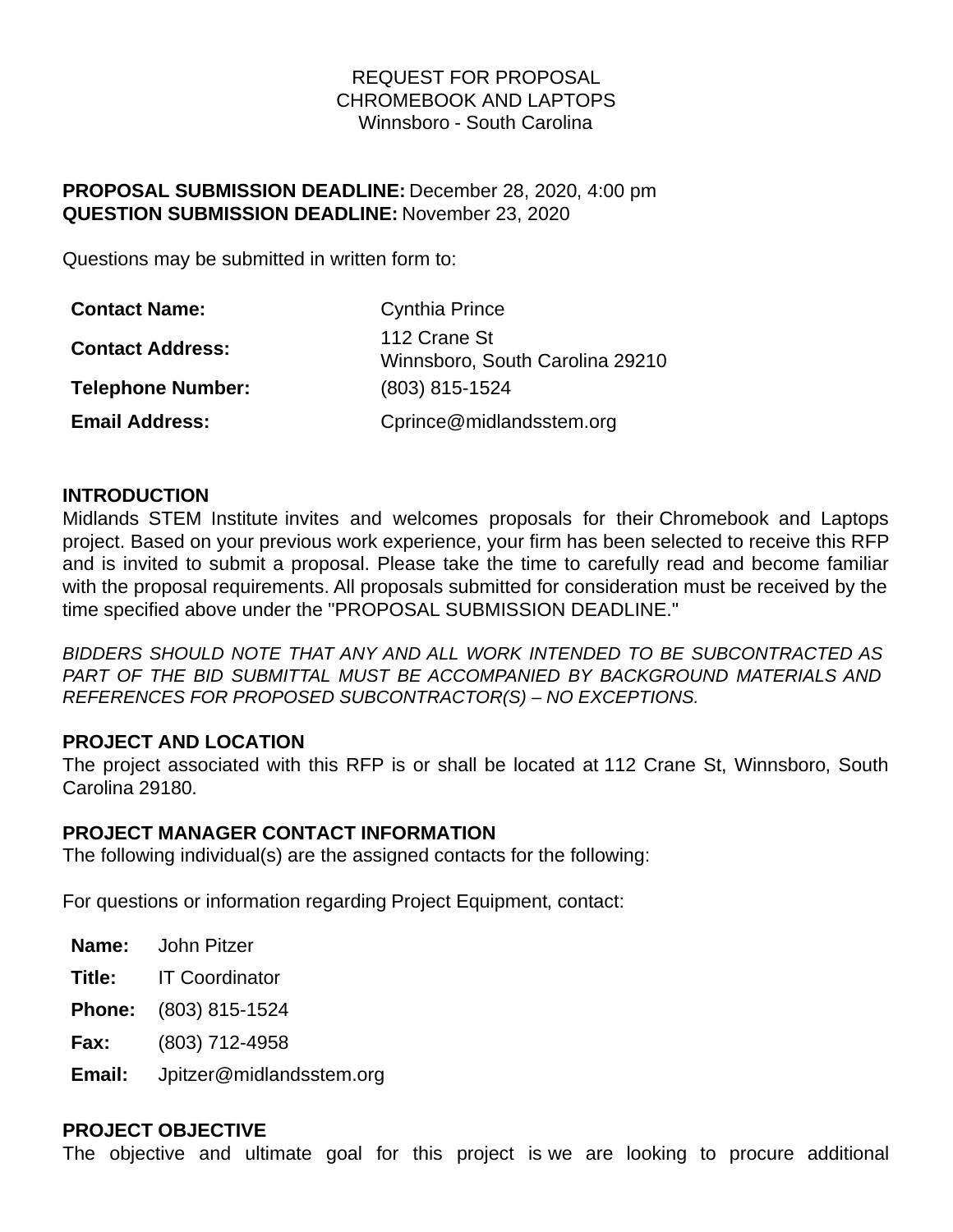REQUEST FOR PROPOSAL
CHROMEBOOK AND LAPTOPS
Winnsboro - South Carolina

**PROPOSAL SUBMISSION DEADLINE:** December 28, 2020, 4:00 pm
**QUESTION SUBMISSION DEADLINE:** November 23, 2020

Questions may be submitted in written form to:

| | |
|---|---|
| **Contact Name:** | Cynthia Prince |
| **Contact Address:** | 112 Crane St<br>Winnsboro, South Carolina 29210 |
| **Telephone Number:** | (803) 815-1524 |
| **Email Address:** | Cprince@midlandsstem.org |

## INTRODUCTION

Midlands STEM Institute invites and welcomes proposals for their Chromebook and Laptops project. Based on your previous work experience, your firm has been selected to receive this RFP and is invited to submit a proposal. Please take the time to carefully read and become familiar with the proposal requirements. All proposals submitted for consideration must be received by the time specified above under the "PROPOSAL SUBMISSION DEADLINE."

*BIDDERS SHOULD NOTE THAT ANY AND ALL WORK INTENDED TO BE SUBCONTRACTED AS PART OF THE BID SUBMITTAL MUST BE ACCOMPANIED BY BACKGROUND MATERIALS AND REFERENCES FOR PROPOSED SUBCONTRACTOR(S) – NO EXCEPTIONS.*

## PROJECT AND LOCATION

The project associated with this RFP is or shall be located at 112 Crane St, Winnsboro, South Carolina 29180.

## PROJECT MANAGER CONTACT INFORMATION

The following individual(s) are the assigned contacts for the following:

For questions or information regarding Project Equipment, contact:

| | |
|---|---|
| **Name:** | John Pitzer |
| **Title:** | IT Coordinator |
| **Phone:** | (803) 815-1524 |
| **Fax:** | (803) 712-4958 |
| **Email:** | Jpitzer@midlandsstem.org |

## PROJECT OBJECTIVE

The objective and ultimate goal for this project is we are looking to procure additional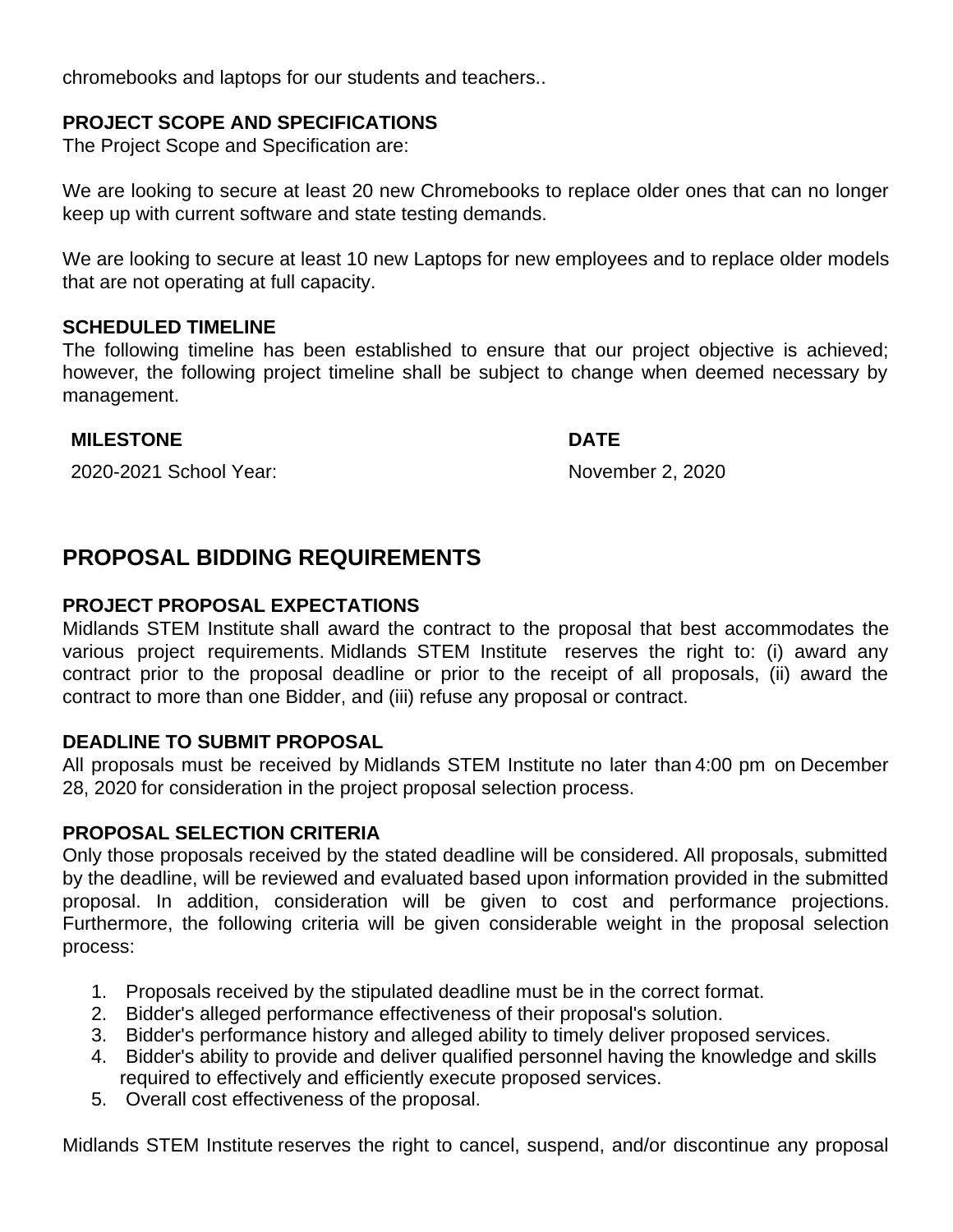chromebooks and laptops for our students and teachers..

### PROJECT SCOPE AND SPECIFICATIONS

The Project Scope and Specification are:

We are looking to secure at least 20 new Chromebooks to replace older ones that can no longer keep up with current software and state testing demands.

We are looking to secure at least 10 new Laptops for new employees and to replace older models that are not operating at full capacity.

### SCHEDULED TIMELINE

The following timeline has been established to ensure that our project objective is achieved; however, the following project timeline shall be subject to change when deemed necessary by management.

| MILESTONE | DATE |
|---|---|
| 2020-2021 School Year: | November 2, 2020 |

## PROPOSAL BIDDING REQUIREMENTS

### PROJECT PROPOSAL EXPECTATIONS

Midlands STEM Institute shall award the contract to the proposal that best accommodates the various project requirements. Midlands STEM Institute reserves the right to: (i) award any contract prior to the proposal deadline or prior to the receipt of all proposals, (ii) award the contract to more than one Bidder, and (iii) refuse any proposal or contract.

### DEADLINE TO SUBMIT PROPOSAL

All proposals must be received by Midlands STEM Institute no later than 4:00 pm on December 28, 2020 for consideration in the project proposal selection process.

### PROPOSAL SELECTION CRITERIA

Only those proposals received by the stated deadline will be considered. All proposals, submitted by the deadline, will be reviewed and evaluated based upon information provided in the submitted proposal. In addition, consideration will be given to cost and performance projections. Furthermore, the following criteria will be given considerable weight in the proposal selection process:

1. Proposals received by the stipulated deadline must be in the correct format.
2. Bidder's alleged performance effectiveness of their proposal's solution.
3. Bidder's performance history and alleged ability to timely deliver proposed services.
4. Bidder's ability to provide and deliver qualified personnel having the knowledge and skills required to effectively and efficiently execute proposed services.
5. Overall cost effectiveness of the proposal.

Midlands STEM Institute reserves the right to cancel, suspend, and/or discontinue any proposal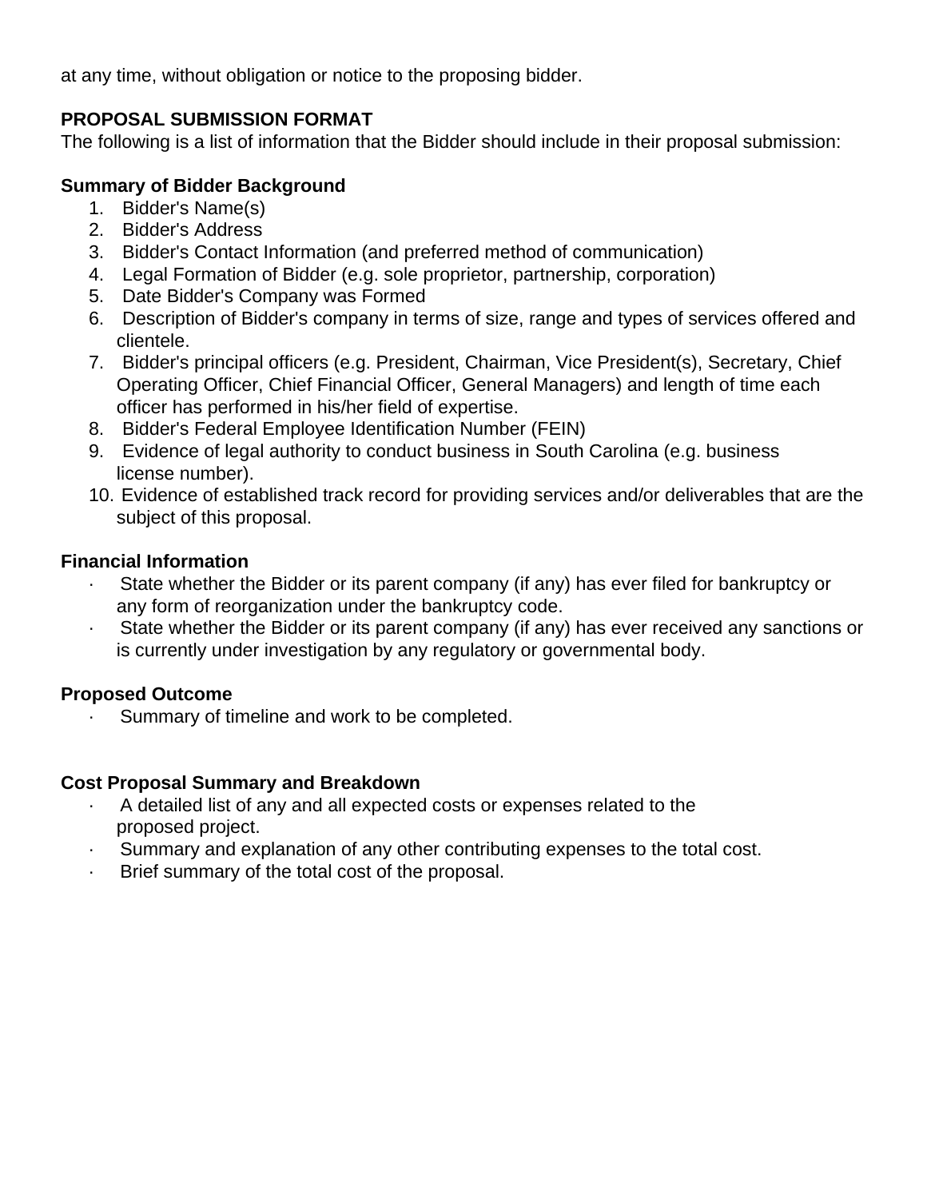at any time, without obligation or notice to the proposing bidder.

**PROPOSAL SUBMISSION FORMAT**

The following is a list of information that the Bidder should include in their proposal submission:

**Summary of Bidder Background**

1. Bidder's Name(s)
2. Bidder's Address
3. Bidder's Contact Information (and preferred method of communication)
4. Legal Formation of Bidder (e.g. sole proprietor, partnership, corporation)
5. Date Bidder's Company was Formed
6. Description of Bidder's company in terms of size, range and types of services offered and clientele.
7. Bidder's principal officers (e.g. President, Chairman, Vice President(s), Secretary, Chief Operating Officer, Chief Financial Officer, General Managers) and length of time each officer has performed in his/her field of expertise.
8. Bidder's Federal Employee Identification Number (FEIN)
9. Evidence of legal authority to conduct business in South Carolina (e.g. business license number).
10. Evidence of established track record for providing services and/or deliverables that are the subject of this proposal.

**Financial Information**

- State whether the Bidder or its parent company (if any) has ever filed for bankruptcy or any form of reorganization under the bankruptcy code.
- State whether the Bidder or its parent company (if any) has ever received any sanctions or is currently under investigation by any regulatory or governmental body.

**Proposed Outcome**

- Summary of timeline and work to be completed.

**Cost Proposal Summary and Breakdown**

- A detailed list of any and all expected costs or expenses related to the proposed project.
- Summary and explanation of any other contributing expenses to the total cost.
- Brief summary of the total cost of the proposal.